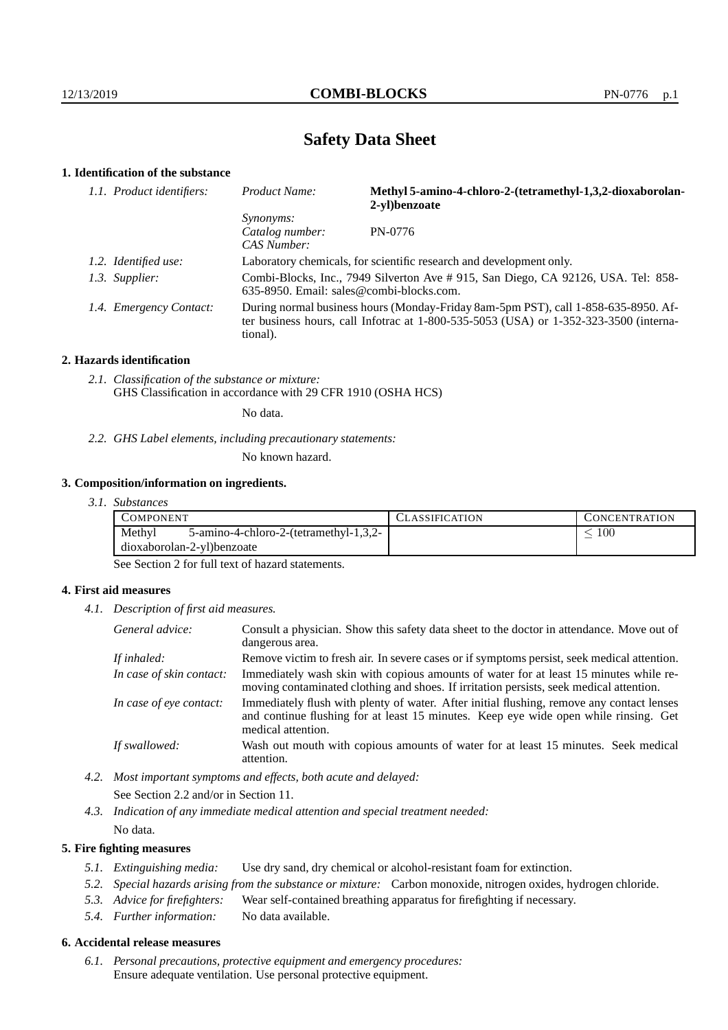# Safety Data Sheet

## 1. Identification of the substance

| *1.1. Product identifiers:* | *Product Name:* | **Methyl 5-amino-4-chloro-2-(tetramethyl-1,3,2-dioxaborolan-2-yl)benzoate** |
|---|---|---|
| | *Synonyms:* | |
| | *Catalog number:* | PN-0776 |
| | *CAS Number:* | |
| *1.2. Identified use:* | Laboratory chemicals, for scientific research and development only. | |
| *1.3. Supplier:* | Combi-Blocks, Inc., 7949 Silverton Ave # 915, San Diego, CA 92126, USA. Tel: 858-635-8950. Email: sales@combi-blocks.com. | |
| *1.4. Emergency Contact:* | During normal business hours (Monday-Friday 8am-5pm PST), call 1-858-635-8950. After business hours, call Infotrac at 1-800-535-5053 (USA) or 1-352-323-3500 (international). | |

## 2. Hazards identification

*2.1. Classification of the substance or mixture:*
GHS Classification in accordance with 29 CFR 1910 (OSHA HCS)

No data.

*2.2. GHS Label elements, including precautionary statements:*

No known hazard.

## 3. Composition/information on ingredients.

*3.1. Substances*

| COMPONENT | CLASSIFICATION | CONCENTRATION |
|---|---|---|
| Methyl 5-amino-4-chloro-2-(tetramethyl-1,3,2-dioxaborolan-2-yl)benzoate | | $\leq 100$ |

See Section 2 for full text of hazard statements.

## 4. First aid measures

*4.1. Description of first aid measures.*

| | |
|---|---|
| *General advice:* | Consult a physician. Show this safety data sheet to the doctor in attendance. Move out of dangerous area. |
| *If inhaled:* | Remove victim to fresh air. In severe cases or if symptoms persist, seek medical attention. |
| *In case of skin contact:* | Immediately wash skin with copious amounts of water for at least 15 minutes while removing contaminated clothing and shoes. If irritation persists, seek medical attention. |
| *In case of eye contact:* | Immediately flush with plenty of water. After initial flushing, remove any contact lenses and continue flushing for at least 15 minutes. Keep eye wide open while rinsing. Get medical attention. |
| *If swallowed:* | Wash out mouth with copious amounts of water for at least 15 minutes. Seek medical attention. |

*4.2. Most important symptoms and effects, both acute and delayed:*

See Section 2.2 and/or in Section 11.

*4.3. Indication of any immediate medical attention and special treatment needed:*

No data.

## 5. Fire fighting measures

*5.1. Extinguishing media:* Use dry sand, dry chemical or alcohol-resistant foam for extinction.

*5.2. Special hazards arising from the substance or mixture:* Carbon monoxide, nitrogen oxides, hydrogen chloride.

*5.3. Advice for firefighters:* Wear self-contained breathing apparatus for firefighting if necessary.

*5.4. Further information:* No data available.

## 6. Accidental release measures

*6.1. Personal precautions, protective equipment and emergency procedures:*
Ensure adequate ventilation. Use personal protective equipment.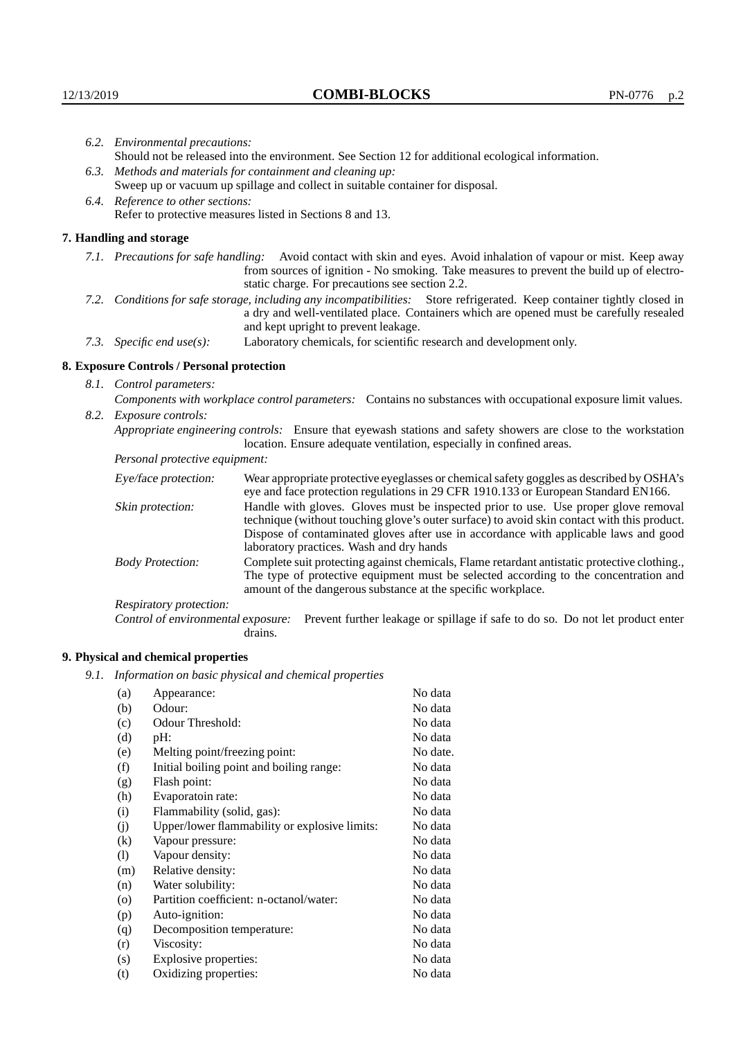*6.2. Environmental precautions:*
Should not be released into the environment. See Section 12 for additional ecological information.

*6.3. Methods and materials for containment and cleaning up:*
Sweep up or vacuum up spillage and collect in suitable container for disposal.

*6.4. Reference to other sections:*
Refer to protective measures listed in Sections 8 and 13.

## 7. Handling and storage

*7.1. Precautions for safe handling:* Avoid contact with skin and eyes. Avoid inhalation of vapour or mist. Keep away from sources of ignition - No smoking. Take measures to prevent the build up of electrostatic charge. For precautions see section 2.2.

*7.2. Conditions for safe storage, including any incompatibilities:* Store refrigerated. Keep container tightly closed in a dry and well-ventilated place. Containers which are opened must be carefully resealed and kept upright to prevent leakage.

*7.3. Specific end use(s):* Laboratory chemicals, for scientific research and development only.

## 8. Exposure Controls / Personal protection

*8.1. Control parameters:*

*Components with workplace control parameters:* Contains no substances with occupational exposure limit values.

*8.2. Exposure controls:*

*Appropriate engineering controls:* Ensure that eyewash stations and safety showers are close to the workstation location. Ensure adequate ventilation, especially in confined areas.

*Personal protective equipment:*

*Eye/face protection:* Wear appropriate protective eyeglasses or chemical safety goggles as described by OSHA's eye and face protection regulations in 29 CFR 1910.133 or European Standard EN166.

*Skin protection:* Handle with gloves. Gloves must be inspected prior to use. Use proper glove removal technique (without touching glove's outer surface) to avoid skin contact with this product. Dispose of contaminated gloves after use in accordance with applicable laws and good laboratory practices. Wash and dry hands

*Body Protection:* Complete suit protecting against chemicals, Flame retardant antistatic protective clothing., The type of protective equipment must be selected according to the concentration and amount of the dangerous substance at the specific workplace.

*Respiratory protection:*

*Control of environmental exposure:* Prevent further leakage or spillage if safe to do so. Do not let product enter drains.

## 9. Physical and chemical properties

*9.1. Information on basic physical and chemical properties*

| | | |
|---|---|---|
| (a) | Appearance: | No data |
| (b) | Odour: | No data |
| (c) | Odour Threshold: | No data |
| (d) | pH: | No data |
| (e) | Melting point/freezing point: | No date. |
| (f) | Initial boiling point and boiling range: | No data |
| (g) | Flash point: | No data |
| (h) | Evaporatoin rate: | No data |
| (i) | Flammability (solid, gas): | No data |
| (j) | Upper/lower flammability or explosive limits: | No data |
| (k) | Vapour pressure: | No data |
| (l) | Vapour density: | No data |
| (m) | Relative density: | No data |
| (n) | Water solubility: | No data |
| (o) | Partition coefficient: n-octanol/water: | No data |
| (p) | Auto-ignition: | No data |
| (q) | Decomposition temperature: | No data |
| (r) | Viscosity: | No data |
| (s) | Explosive properties: | No data |
| (t) | Oxidizing properties: | No data |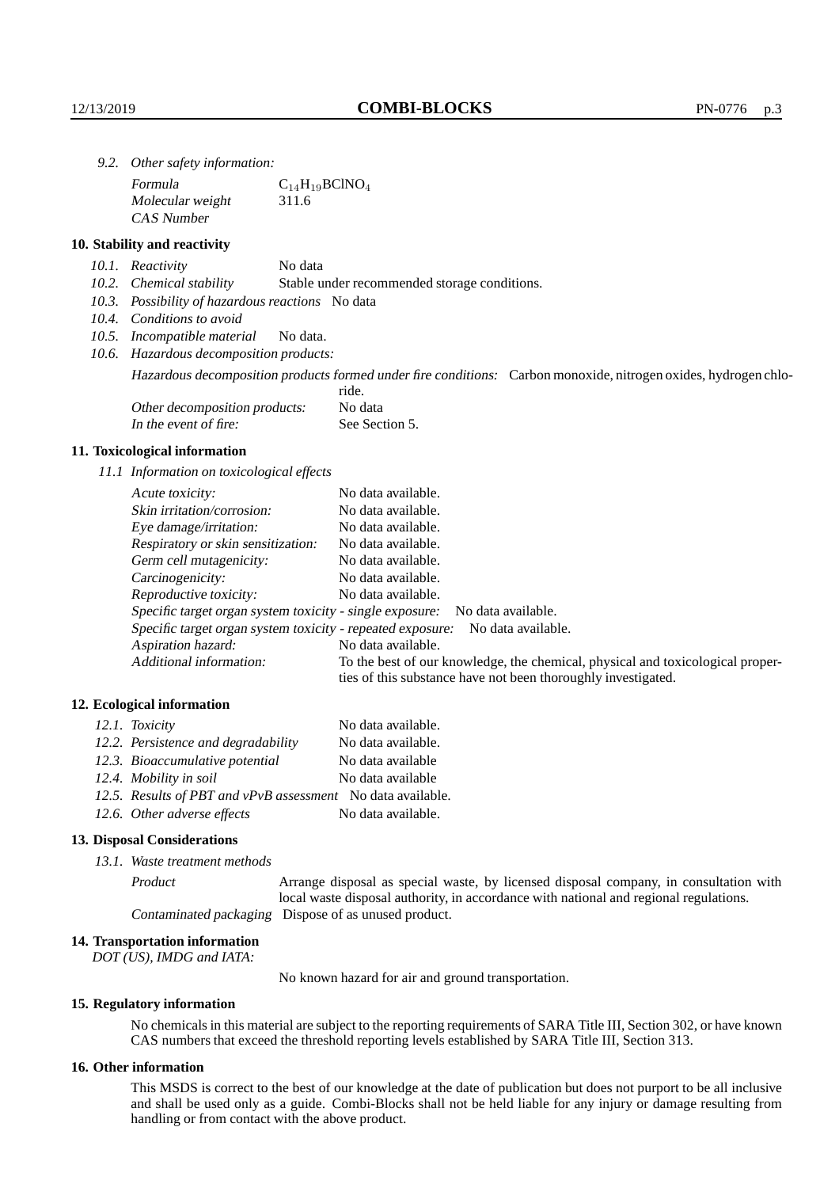*9.2. Other safety information:*

| | |
|---|---|
| *Formula* | $C_{14}H_{19}BClNO_4$ |
| *Molecular weight* | 311.6 |
| *CAS Number* | |

### 10. Stability and reactivity

*10.1. Reactivity* No data

*10.2. Chemical stability* Stable under recommended storage conditions.

*10.3. Possibility of hazardous reactions* No data

*10.4. Conditions to avoid*

*10.5. Incompatible material* No data.

*10.6. Hazardous decomposition products:*

*Hazardous decomposition products formed under fire conditions:* Carbon monoxide, nitrogen oxides, hydrogen chloride.

| | |
|---|---|
| *Other decomposition products:* | No data |
| *In the event of fire:* | See Section 5. |

### 11. Toxicological information

*11.1 Information on toxicological effects*

| | |
|---|---|
| *Acute toxicity:* | No data available. |
| *Skin irritation/corrosion:* | No data available. |
| *Eye damage/irritation:* | No data available. |
| *Respiratory or skin sensitization:* | No data available. |
| *Germ cell mutagenicity:* | No data available. |
| *Carcinogenicity:* | No data available. |
| *Reproductive toxicity:* | No data available. |
| *Specific target organ system toxicity - single exposure:* | No data available. |
| *Specific target organ system toxicity - repeated exposure:* | No data available. |
| *Aspiration hazard:* | No data available. |
| *Additional information:* | To the best of our knowledge, the chemical, physical and toxicological properties of this substance have not been thoroughly investigated. |

### 12. Ecological information

| | |
|---|---|
| *12.1. Toxicity* | No data available. |
| *12.2. Persistence and degradability* | No data available. |
| *12.3. Bioaccumulative potential* | No data available |
| *12.4. Mobility in soil* | No data available |
| *12.5. Results of PBT and vPvB assessment* | No data available. |
| *12.6. Other adverse effects* | No data available. |

### 13. Disposal Considerations

*13.1. Waste treatment methods*

| | |
|---|---|
| *Product* | Arrange disposal as special waste, by licensed disposal company, in consultation with local waste disposal authority, in accordance with national and regional regulations. |
| *Contaminated packaging* | Dispose of as unused product. |

### 14. Transportation information

*DOT (US), IMDG and IATA:*

No known hazard for air and ground transportation.

### 15. Regulatory information

No chemicals in this material are subject to the reporting requirements of SARA Title III, Section 302, or have known CAS numbers that exceed the threshold reporting levels established by SARA Title III, Section 313.

### 16. Other information

This MSDS is correct to the best of our knowledge at the date of publication but does not purport to be all inclusive and shall be used only as a guide. Combi-Blocks shall not be held liable for any injury or damage resulting from handling or from contact with the above product.